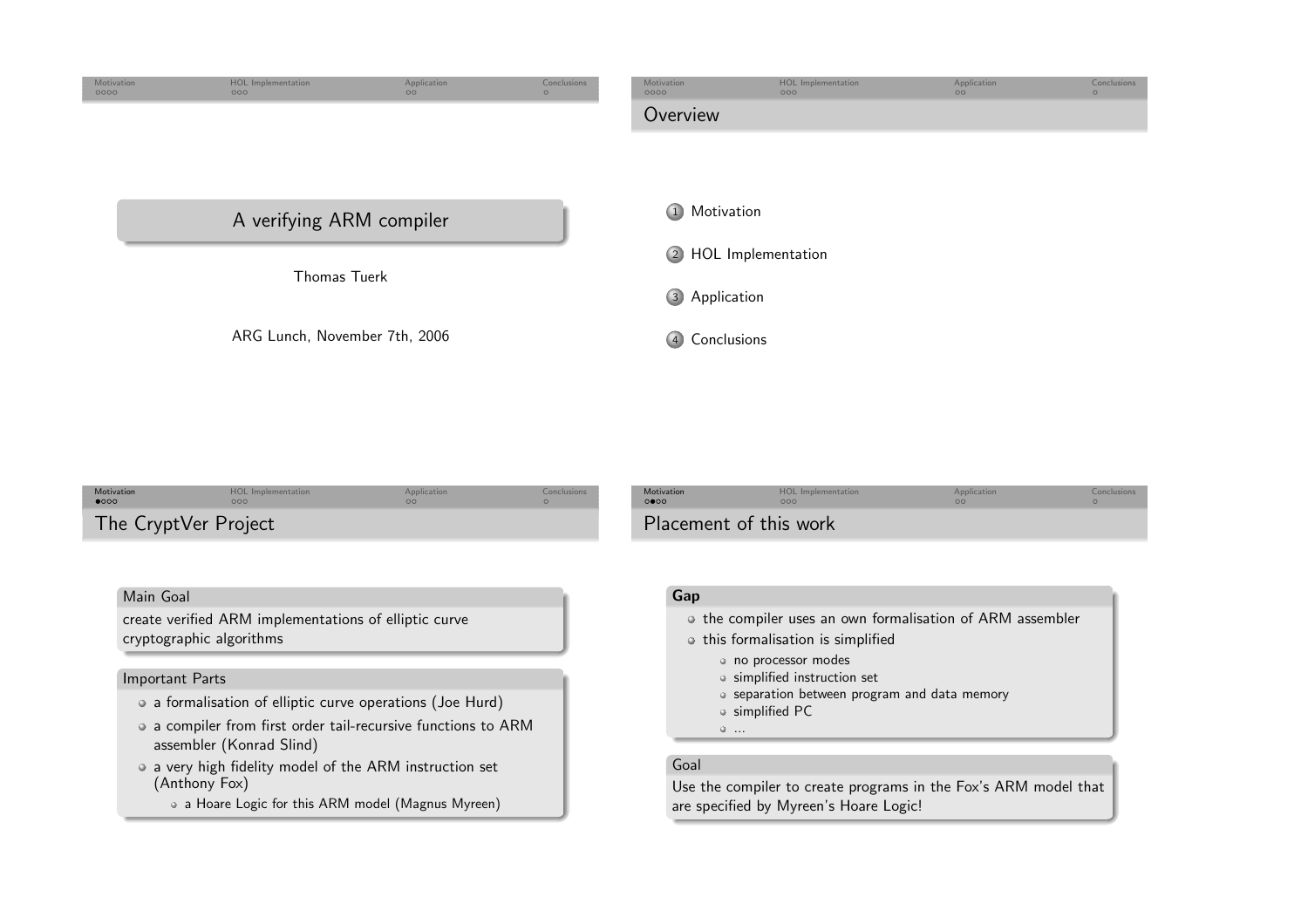# A verifying ARM compiler

Thomas Tuerk

ARG Lunch, November 7th, 2006

## Overview

1. Motivation
2. HOL Implementation
3. Application
4. Conclusions

## The CryptVer Project

**Main Goal**

create verified ARM implementations of elliptic curve cryptographic algorithms

**Important Parts**

- a formalisation of elliptic curve operations (Joe Hurd)
- a compiler from first order tail-recursive functions to ARM assembler (Konrad Slind)
- a very high fidelity model of the ARM instruction set (Anthony Fox)
  - a Hoare Logic for this ARM model (Magnus Myreen)

## Placement of this work

**Gap**

- the compiler uses an own formalisation of ARM assembler
- this formalisation is simplified
  - no processor modes
  - simplified instruction set
  - separation between program and data memory
  - simplified PC
  - ...

**Goal**

Use the compiler to create programs in the Fox's ARM model that are specified by Myreen's Hoare Logic!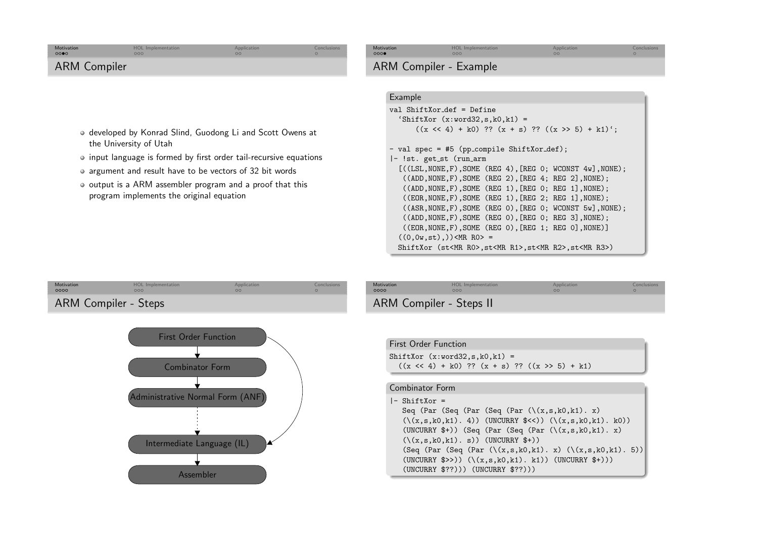## ARM Compiler

- developed by Konrad Slind, Guodong Li and Scott Owens at the University of Utah
- input language is formed by first order tail-recursive equations
- argument and result have to be vectors of 32 bit words
- output is a ARM assembler program and a proof that this program implements the original equation

## ARM Compiler - Example

Example

```
val ShiftXor_def = Define
  `ShiftXor (x:word32,s,k0,k1) =
      ((x << 4) + k0) ?? (x + s) ?? ((x >> 5) + k1)`;

- val spec = #5 (pp_compile ShiftXor_def);
|- !st. get_st (run_arm
  [((LSL,NONE,F),SOME (REG 4),[REG 0; WCONST 4w],NONE);
   ((ADD,NONE,F),SOME (REG 2),[REG 4; REG 2],NONE);
   ((ADD,NONE,F),SOME (REG 1),[REG 0; REG 1],NONE);
   ((EOR,NONE,F),SOME (REG 1),[REG 2; REG 1],NONE);
   ((ASR,NONE,F),SOME (REG 0),[REG 0; WCONST 5w],NONE);
   ((ADD,NONE,F),SOME (REG 0),[REG 0; REG 3],NONE);
   ((EOR,NONE,F),SOME (REG 0),[REG 1; REG 0],NONE)]
  ((0,0w,st),))<MR R0> =
  ShiftXor (st<MR R0>,st<MR R1>,st<MR R2>,st<MR R3>)
```

## ARM Compiler - Steps

First Order Function

Combinator Form

Administrative Normal Form (ANF)

Intermediate Language (IL)

Assembler

## ARM Compiler - Steps II

First Order Function

```
ShiftXor (x:word32,s,k0,k1) =
  ((x << 4) + k0) ?? (x + s) ?? ((x >> 5) + k1)
```

Combinator Form

```
|- ShiftXor =
   Seq (Par (Seq (Par (Seq (Par (\(x,s,k0,k1). x)
   (\(x,s,k0,k1). 4)) (UNCURRY $<<)) (\(x,s,k0,k1). k0))
   (UNCURRY $+)) (Seq (Par (Seq (Par (\(x,s,k0,k1). x)
   (\(x,s,k0,k1). s)) (UNCURRY $+))
   (Seq (Par (Seq (Par (\(x,s,k0,k1). x) (\(x,s,k0,k1). 5))
   (UNCURRY $>>)) (\(x,s,k0,k1). k1)) (UNCURRY $+)))
   (UNCURRY $??))) (UNCURRY $??)))
```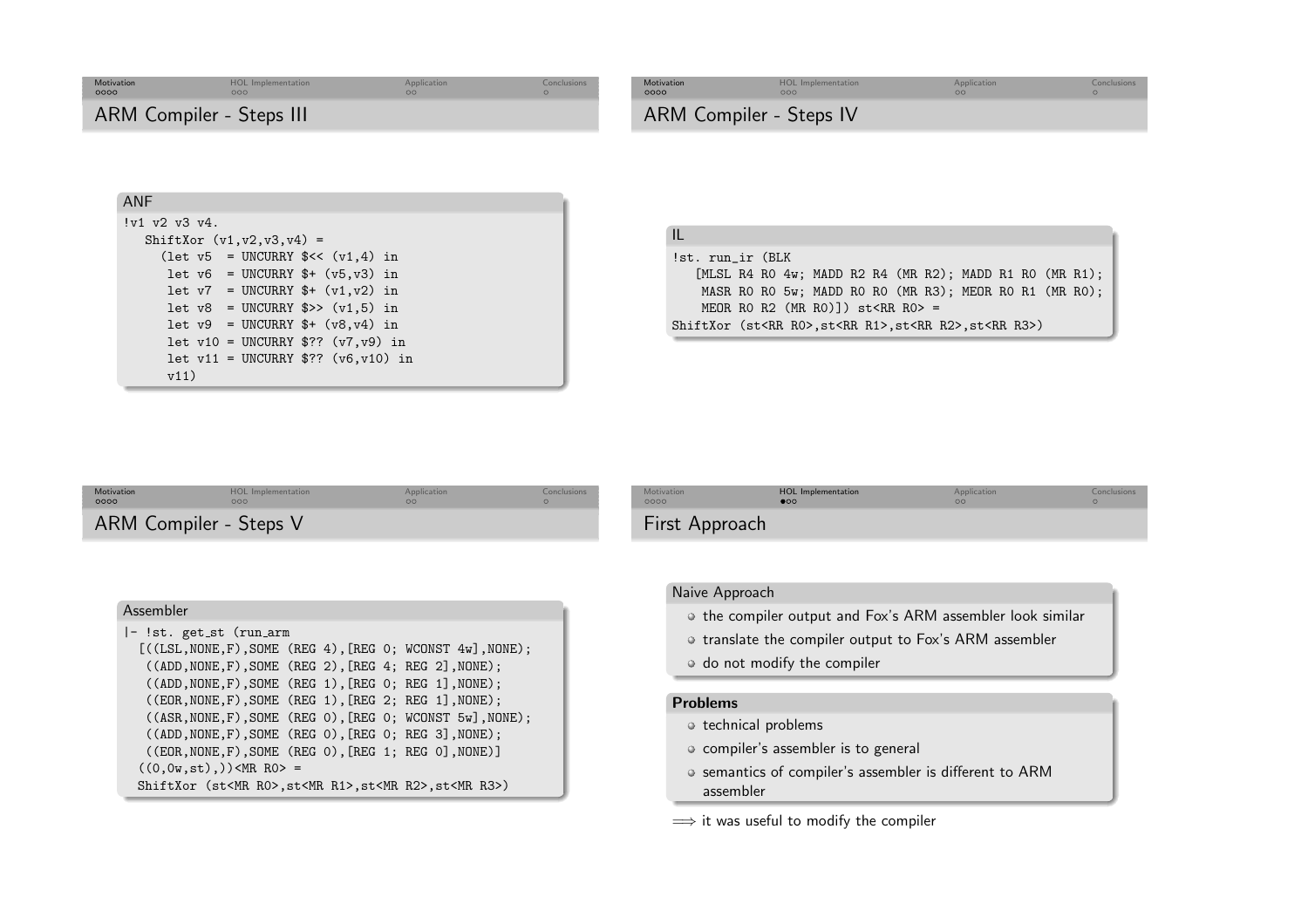## ARM Compiler - Steps III

### ANF

```
!v1 v2 v3 v4.
   ShiftXor (v1,v2,v3,v4) =
     (let v5  = UNCURRY $<< (v1,4) in
      let v6  = UNCURRY $+ (v5,v3) in
      let v7  = UNCURRY $+ (v1,v2) in
      let v8  = UNCURRY $>> (v1,5) in
      let v9  = UNCURRY $+ (v8,v4) in
      let v10 = UNCURRY $?? (v7,v9) in
      let v11 = UNCURRY $?? (v6,v10) in
      v11)
```

## ARM Compiler - Steps IV

### IL

```
!st. run_ir (BLK
   [MLSL R4 R0 4w; MADD R2 R4 (MR R2); MADD R1 R0 (MR R1);
    MASR R0 R0 5w; MADD R0 R0 (MR R3); MEOR R0 R1 (MR R0);
    MEOR R0 R2 (MR R0)]) st<RR R0> =
ShiftXor (st<RR R0>,st<RR R1>,st<RR R2>,st<RR R3>)
```

## ARM Compiler - Steps V

### Assembler

```
|- !st. get_st (run_arm
  [((LSL,NONE,F),SOME (REG 4),[REG 0; WCONST 4w],NONE);
   ((ADD,NONE,F),SOME (REG 2),[REG 4; REG 2],NONE);
   ((ADD,NONE,F),SOME (REG 1),[REG 0; REG 1],NONE);
   ((EOR,NONE,F),SOME (REG 1),[REG 2; REG 1],NONE);
   ((ASR,NONE,F),SOME (REG 0),[REG 0; WCONST 5w],NONE);
   ((ADD,NONE,F),SOME (REG 0),[REG 0; REG 3],NONE);
   ((EOR,NONE,F),SOME (REG 0),[REG 1; REG 0],NONE)]
  ((0,0w,st),))<MR R0> =
  ShiftXor (st<MR R0>,st<MR R1>,st<MR R2>,st<MR R3>)
```

## First Approach

### Naive Approach

- the compiler output and Fox's ARM assembler look similar
- translate the compiler output to Fox's ARM assembler
- do not modify the compiler

### Problems

- technical problems
- compiler's assembler is to general
- semantics of compiler's assembler is different to ARM assembler

$\Longrightarrow$ it was useful to modify the compiler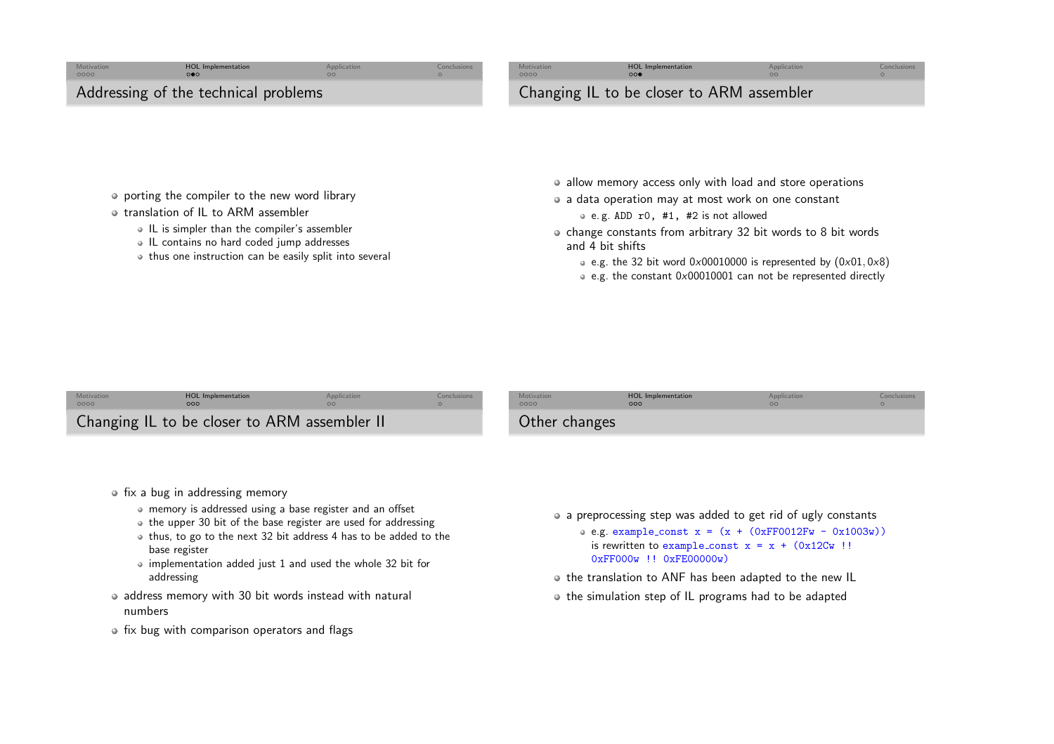## Addressing of the technical problems

- porting the compiler to the new word library
- translation of IL to ARM assembler
  - IL is simpler than the compiler's assembler
  - IL contains no hard coded jump addresses
  - thus one instruction can be easily split into several

## Changing IL to be closer to ARM assembler

- allow memory access only with load and store operations
- a data operation may at most work on one constant
  - e. g. `ADD r0, #1, #2` is not allowed
- change constants from arbitrary 32 bit words to 8 bit words and 4 bit shifts
  - e.g. the 32 bit word 0x00010000 is represented by (0x01, 0x8)
  - e.g. the constant 0x00010001 can not be represented directly

## Changing IL to be closer to ARM assembler II

- fix a bug in addressing memory
  - memory is addressed using a base register and an offset
  - the upper 30 bit of the base register are used for addressing
  - thus, to go to the next 32 bit address 4 has to be added to the base register
  - implementation added just 1 and used the whole 32 bit for addressing
- address memory with 30 bit words instead with natural numbers
- fix bug with comparison operators and flags

## Other changes

- a preprocessing step was added to get rid of ugly constants
  - e.g. `example_const x = (x + (0xFF0012Fw - 0x1003w))` is rewritten to `example_const x = x + (0x12Cw !! 0xFF000w !! 0xFE00000w)`
- the translation to ANF has been adapted to the new IL
- the simulation step of IL programs had to be adapted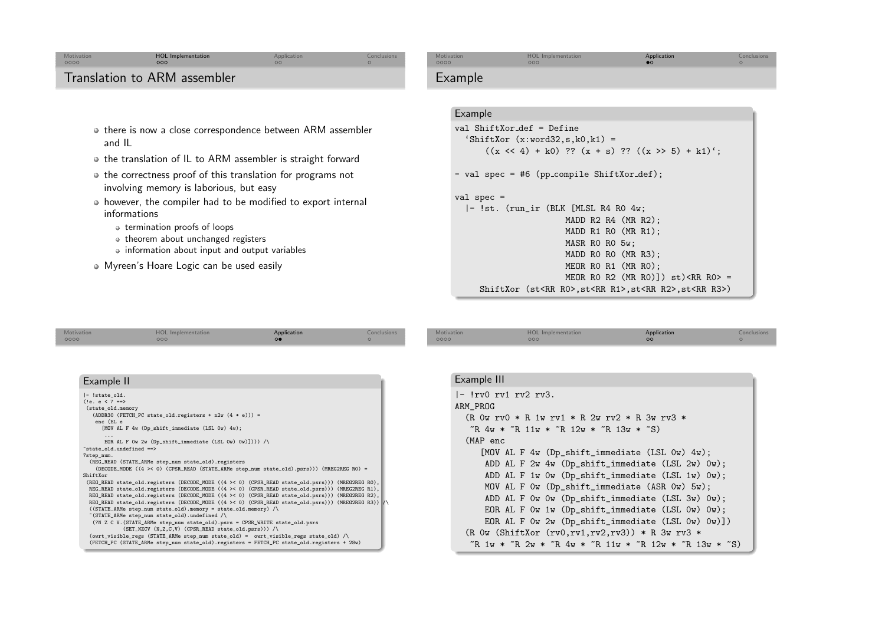## Translation to ARM assembler

- there is now a close correspondence between ARM assembler and IL
- the translation of IL to ARM assembler is straight forward
- the correctness proof of this translation for programs not involving memory is laborious, but easy
- however, the compiler had to be modified to export internal informations
  - termination proofs of loops
  - theorem about unchanged registers
  - information about input and output variables
- Myreen's Hoare Logic can be used easily

## Example

### Example

```
val ShiftXor_def = Define
  `ShiftXor (x:word32,s,k0,k1) =
      ((x << 4) + k0) ?? (x + s) ?? ((x >> 5) + k1)`;

- val spec = #6 (pp_compile ShiftXor_def);

val spec =
  |- !st. (run_ir (BLK [MLSL R4 R0 4w;
                        MADD R2 R4 (MR R2);
                        MADD R1 R0 (MR R1);
                        MASR R0 R0 5w;
                        MADD R0 R0 (MR R3);
                        MEOR R0 R1 (MR R0);
                        MEOR R0 R2 (MR R0)]) st)<RR R0> =
     ShiftXor (st<RR R0>,st<RR R1>,st<RR R2>,st<RR R3>)
```

### Example II

```
|- !state_old.
(!e. e < 7 ==>
 (state_old.memory
   (ADDR30 (FETCH_PC state_old.registers + n2w (4 * e))) =
    enc (EL e
      [MOV AL F 4w (Dp_shift_immediate (LSL 0w) 4w);
       ...
       EOR AL F 0w 2w (Dp_shift_immediate (LSL 0w) 0w)]))) /\
~state_old.undefined ==>
?step_num.
  (REG_READ (STATE_ARMe step_num state_old).registers
    (DECODE_MODE ((4 >< 0) (CPSR_READ (STATE_ARMe step_num state_old).psrs))) (MREG2REG R0) =
ShiftXor
 (REG_READ state_old.registers (DECODE_MODE ((4 >< 0) (CPSR_READ state_old.psrs))) (MREG2REG R0),
  REG_READ state_old.registers (DECODE_MODE ((4 >< 0) (CPSR_READ state_old.psrs))) (MREG2REG R1),
  REG_READ state_old.registers (DECODE_MODE ((4 >< 0) (CPSR_READ state_old.psrs))) (MREG2REG R2),
  REG_READ state_old.registers (DECODE_MODE ((4 >< 0) (CPSR_READ state_old.psrs))) (MREG2REG R3)) /\
  ((STATE_ARMe step_num state_old).memory = state_old.memory) /\
  ~(STATE_ARMe step_num state_old).undefined /\
  (?N Z C V.(STATE_ARMe step_num state_old).psrs = CPSR_WRITE state_old.psrs
           (SET_NZCV (N,Z,C,V) (CPSR_READ state_old.psrs))) /\
 (owrt_visible_regs (STATE_ARMe step_num state_old) =  owrt_visible_regs state_old) /\
 (FETCH_PC (STATE_ARMe step_num state_old).registers = FETCH_PC state_old.registers + 28w)
```

### Example III

```
|- !rv0 rv1 rv2 rv3.
ARM_PROG
  (R 0w rv0 * R 1w rv1 * R 2w rv2 * R 3w rv3 *
   ~R 4w * ~R 11w * ~R 12w * ~R 13w * ~S)
  (MAP enc
     [MOV AL F 4w (Dp_shift_immediate (LSL 0w) 4w);
      ADD AL F 2w 4w (Dp_shift_immediate (LSL 2w) 0w);
      ADD AL F 1w 0w (Dp_shift_immediate (LSL 1w) 0w);
      MOV AL F 0w (Dp_shift_immediate (ASR 0w) 5w);
      ADD AL F 0w 0w (Dp_shift_immediate (LSL 3w) 0w);
      EOR AL F 0w 1w (Dp_shift_immediate (LSL 0w) 0w);
      EOR AL F 0w 2w (Dp_shift_immediate (LSL 0w) 0w)])
  (R 0w (ShiftXor (rv0,rv1,rv2,rv3)) * R 3w rv3 *
   ~R 1w * ~R 2w * ~R 4w * ~R 11w * ~R 12w * ~R 13w * ~S)
```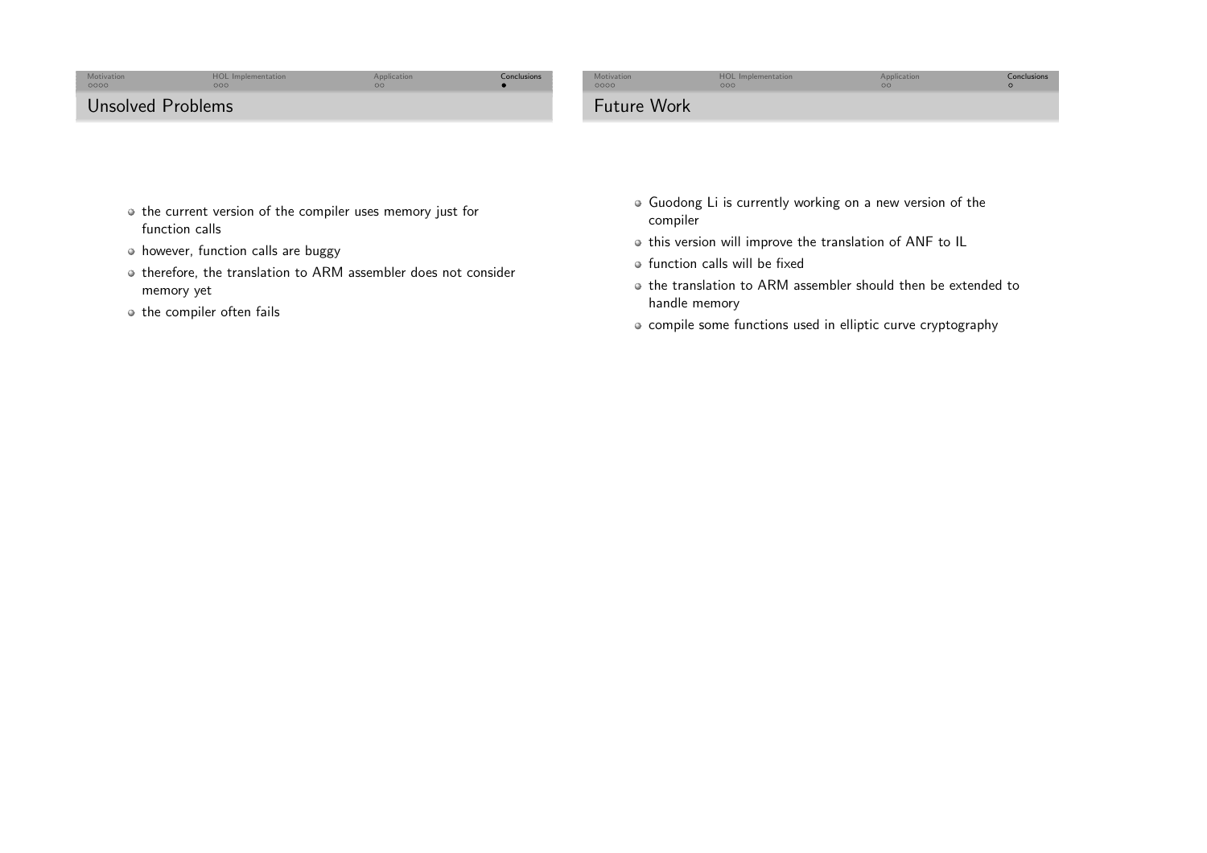## Unsolved Problems

- the current version of the compiler uses memory just for function calls
- however, function calls are buggy
- therefore, the translation to ARM assembler does not consider memory yet
- the compiler often fails

## Future Work

- Guodong Li is currently working on a new version of the compiler
- this version will improve the translation of ANF to IL
- function calls will be fixed
- the translation to ARM assembler should then be extended to handle memory
- compile some functions used in elliptic curve cryptography